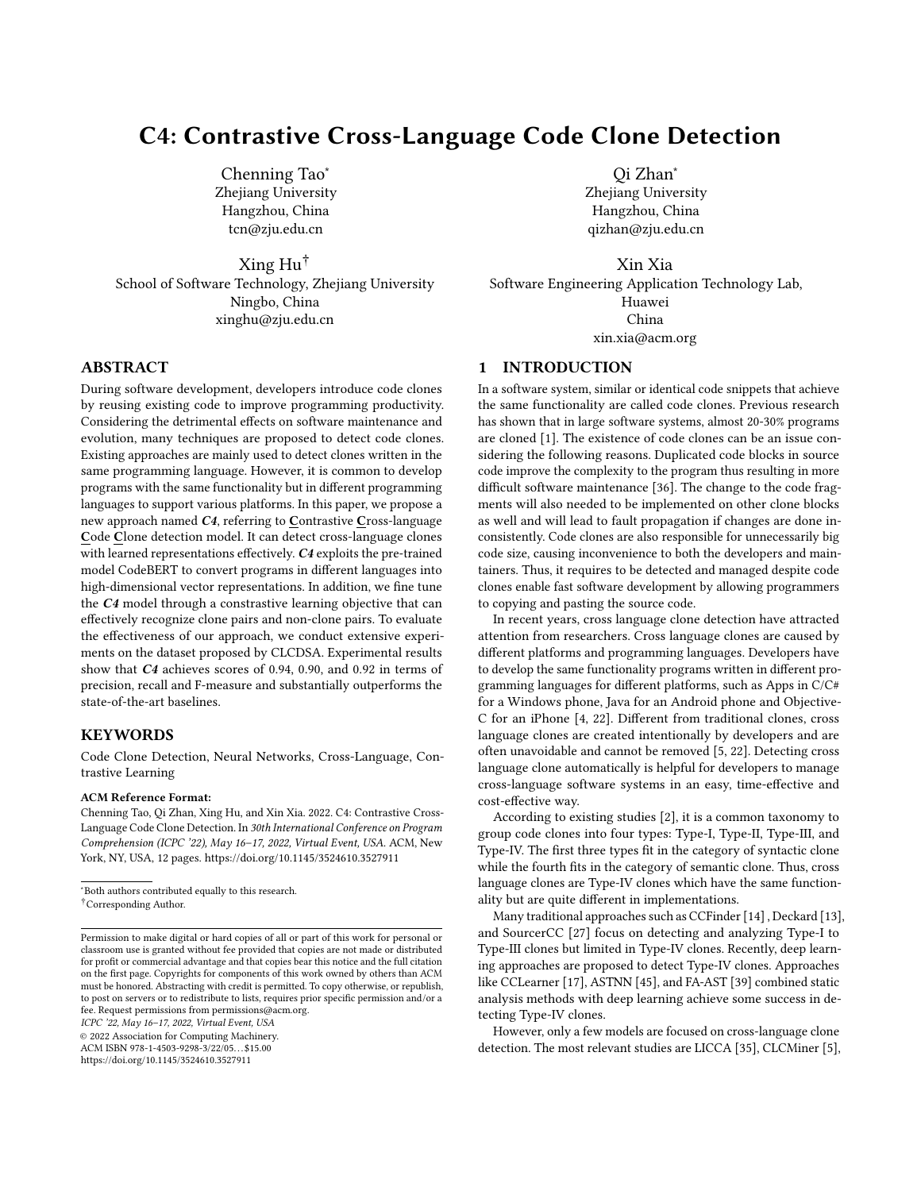# C4: Contrastive Cross-Language Code Clone Detection

Chenning Tao*
Zhejiang University
Hangzhou, China
tcn@zju.edu.cn

Qi Zhan*
Zhejiang University
Hangzhou, China
qizhan@zju.edu.cn

Xing Hu†
School of Software Technology, Zhejiang University
Ningbo, China
xinghu@zju.edu.cn

Xin Xia
Software Engineering Application Technology Lab, Huawei
China
xin.xia@acm.org

## ABSTRACT

During software development, developers introduce code clones by reusing existing code to improve programming productivity. Considering the detrimental effects on software maintenance and evolution, many techniques are proposed to detect code clones. Existing approaches are mainly used to detect clones written in the same programming language. However, it is common to develop programs with the same functionality but in different programming languages to support various platforms. In this paper, we propose a new approach named ***C4***, referring to **C**ontrastive **C**ross-language **C**ode **C**lone detection model. It can detect cross-language clones with learned representations effectively. ***C4*** exploits the pre-trained model CodeBERT to convert programs in different languages into high-dimensional vector representations. In addition, we fine tune the ***C4*** model through a constrastive learning objective that can effectively recognize clone pairs and non-clone pairs. To evaluate the effectiveness of our approach, we conduct extensive experiments on the dataset proposed by CLCDSA. Experimental results show that ***C4*** achieves scores of 0.94, 0.90, and 0.92 in terms of precision, recall and F-measure and substantially outperforms the state-of-the-art baselines.

## KEYWORDS

Code Clone Detection, Neural Networks, Cross-Language, Contrastive Learning

**ACM Reference Format:**
Chenning Tao, Qi Zhan, Xing Hu, and Xin Xia. 2022. C4: Contrastive Cross-Language Code Clone Detection. In *30th International Conference on Program Comprehension (ICPC '22), May 16–17, 2022, Virtual Event, USA.* ACM, New York, NY, USA, 12 pages. https://doi.org/10.1145/3524610.3527911

*Both authors contributed equally to this research.
†Corresponding Author.

Permission to make digital or hard copies of all or part of this work for personal or classroom use is granted without fee provided that copies are not made or distributed for profit or commercial advantage and that copies bear this notice and the full citation on the first page. Copyrights for components of this work owned by others than ACM must be honored. Abstracting with credit is permitted. To copy otherwise, or republish, to post on servers or to redistribute to lists, requires prior specific permission and/or a fee. Request permissions from permissions@acm.org.
*ICPC '22, May 16–17, 2022, Virtual Event, USA*
© 2022 Association for Computing Machinery.
ACM ISBN 978-1-4503-9298-3/22/05...$15.00
https://doi.org/10.1145/3524610.3527911

## 1 INTRODUCTION

In a software system, similar or identical code snippets that achieve the same functionality are called code clones. Previous research has shown that in large software systems, almost 20-30% programs are cloned [1]. The existence of code clones can be an issue considering the following reasons. Duplicated code blocks in source code improve the complexity to the program thus resulting in more difficult software maintenance [36]. The change to the code fragments will also needed to be implemented on other clone blocks as well and will lead to fault propagation if changes are done inconsistently. Code clones are also responsible for unnecessarily big code size, causing inconvenience to both the developers and maintainers. Thus, it requires to be detected and managed despite code clones enable fast software development by allowing programmers to copying and pasting the source code.

In recent years, cross language clone detection have attracted attention from researchers. Cross language clones are caused by different platforms and programming languages. Developers have to develop the same functionality programs written in different programming languages for different platforms, such as Apps in C/C# for a Windows phone, Java for an Android phone and Objective-C for an iPhone [4, 22]. Different from traditional clones, cross language clones are created intentionally by developers and are often unavoidable and cannot be removed [5, 22]. Detecting cross language clone automatically is helpful for developers to manage cross-language software systems in an easy, time-effective and cost-effective way.

According to existing studies [2], it is a common taxonomy to group code clones into four types: Type-I, Type-II, Type-III, and Type-IV. The first three types fit in the category of syntactic clone while the fourth fits in the category of semantic clone. Thus, cross language clones are Type-IV clones which have the same functionality but are quite different in implementations.

Many traditional approaches such as CCFinder [14] , Deckard [13], and SourcerCC [27] focus on detecting and analyzing Type-I to Type-III clones but limited in Type-IV clones. Recently, deep learning approaches are proposed to detect Type-IV clones. Approaches like CCLearner [17], ASTNN [45], and FA-AST [39] combined static analysis methods with deep learning achieve some success in detecting Type-IV clones.

However, only a few models are focused on cross-language clone detection. The most relevant studies are LICCA [35], CLCMiner [5],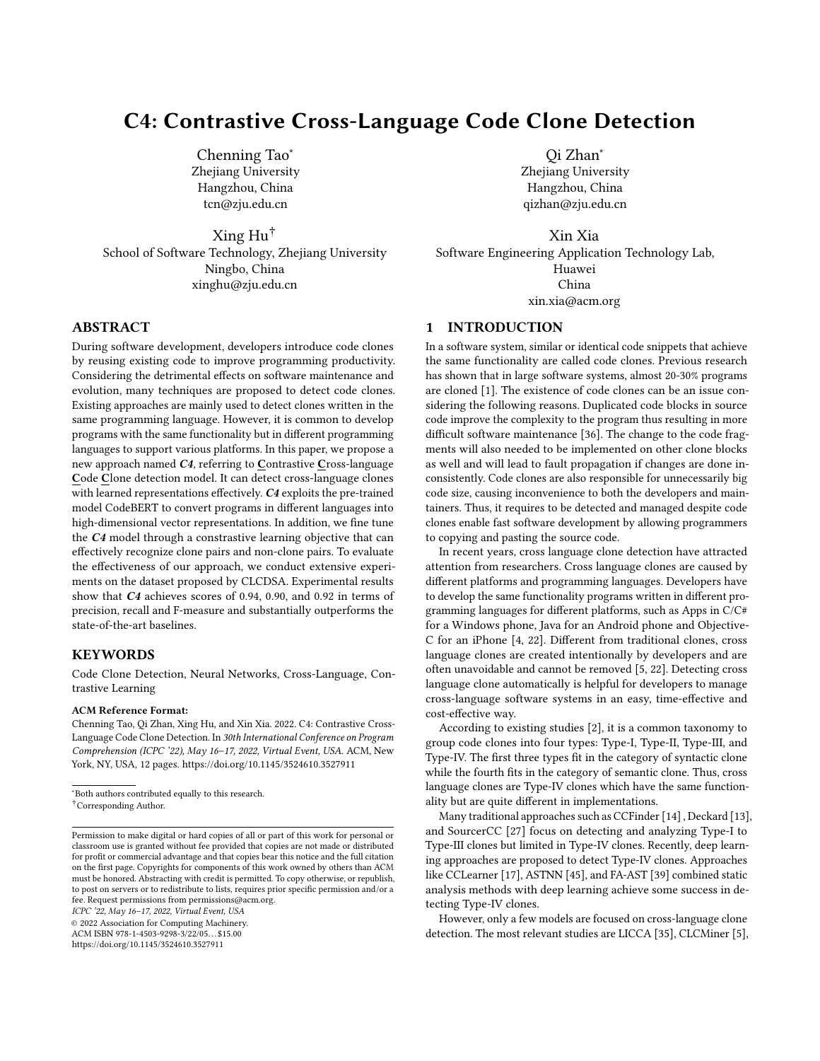# C4: Contrastive Cross-Language Code Clone Detection

Chenning Tao[*]
Zhejiang University
Hangzhou, China
tcn@zju.edu.cn

Qi Zhan[*]
Zhejiang University
Hangzhou, China
qizhan@zju.edu.cn

Xing Hu[†]
School of Software Technology, Zhejiang University
Ningbo, China
xinghu@zju.edu.cn

Xin Xia
Software Engineering Application Technology Lab, Huawei
China
xin.xia@acm.org

## ABSTRACT

During software development, developers introduce code clones by reusing existing code to improve programming productivity. Considering the detrimental effects on software maintenance and evolution, many techniques are proposed to detect code clones. Existing approaches are mainly used to detect clones written in the same programming language. However, it is common to develop programs with the same functionality but in different programming languages to support various platforms. In this paper, we propose a new approach named ***C4***, referring to **C**ontrastive **C**ross-language **C**ode **C**lone detection model. It can detect cross-language clones with learned representations effectively. ***C4*** exploits the pre-trained model CodeBERT to convert programs in different languages into high-dimensional vector representations. In addition, we fine tune the ***C4*** model through a constrastive learning objective that can effectively recognize clone pairs and non-clone pairs. To evaluate the effectiveness of our approach, we conduct extensive experiments on the dataset proposed by CLCDSA. Experimental results show that ***C4*** achieves scores of 0.94, 0.90, and 0.92 in terms of precision, recall and F-measure and substantially outperforms the state-of-the-art baselines.

## KEYWORDS

Code Clone Detection, Neural Networks, Cross-Language, Contrastive Learning

**ACM Reference Format:**
Chenning Tao, Qi Zhan, Xing Hu, and Xin Xia. 2022. C4: Contrastive Cross-Language Code Clone Detection. In *30th International Conference on Program Comprehension (ICPC '22), May 16–17, 2022, Virtual Event, USA.* ACM, New York, NY, USA, 12 pages. https://doi.org/10.1145/3524610.3527911

[*]Both authors contributed equally to this research.
[†]Corresponding Author.

Permission to make digital or hard copies of all or part of this work for personal or classroom use is granted without fee provided that copies are not made or distributed for profit or commercial advantage and that copies bear this notice and the full citation on the first page. Copyrights for components of this work owned by others than ACM must be honored. Abstracting with credit is permitted. To copy otherwise, or republish, to post on servers or to redistribute to lists, requires prior specific permission and/or a fee. Request permissions from permissions@acm.org.
*ICPC '22, May 16–17, 2022, Virtual Event, USA*
© 2022 Association for Computing Machinery.
ACM ISBN 978-1-4503-9298-3/22/05…$15.00
https://doi.org/10.1145/3524610.3527911

## 1 INTRODUCTION

In a software system, similar or identical code snippets that achieve the same functionality are called code clones. Previous research has shown that in large software systems, almost 20-30% programs are cloned [1]. The existence of code clones can be an issue considering the following reasons. Duplicated code blocks in source code improve the complexity to the program thus resulting in more difficult software maintenance [36]. The change to the code fragments will also needed to be implemented on other clone blocks as well and will lead to fault propagation if changes are done inconsistently. Code clones are also responsible for unnecessarily big code size, causing inconvenience to both the developers and maintainers. Thus, it requires to be detected and managed despite code clones enable fast software development by allowing programmers to copying and pasting the source code.

In recent years, cross language clone detection have attracted attention from researchers. Cross language clones are caused by different platforms and programming languages. Developers have to develop the same functionality programs written in different programming languages for different platforms, such as Apps in C/C# for a Windows phone, Java for an Android phone and Objective-C for an iPhone [4, 22]. Different from traditional clones, cross language clones are created intentionally by developers and are often unavoidable and cannot be removed [5, 22]. Detecting cross language clone automatically is helpful for developers to manage cross-language software systems in an easy, time-effective and cost-effective way.

According to existing studies [2], it is a common taxonomy to group code clones into four types: Type-I, Type-II, Type-III, and Type-IV. The first three types fit in the category of syntactic clone while the fourth fits in the category of semantic clone. Thus, cross language clones are Type-IV clones which have the same functionality but are quite different in implementations.

Many traditional approaches such as CCFinder [14] , Deckard [13], and SourcerCC [27] focus on detecting and analyzing Type-I to Type-III clones but limited in Type-IV clones. Recently, deep learning approaches are proposed to detect Type-IV clones. Approaches like CCLearner [17], ASTNN [45], and FA-AST [39] combined static analysis methods with deep learning achieve some success in detecting Type-IV clones.

However, only a few models are focused on cross-language clone detection. The most relevant studies are LICCA [35], CLCMiner [5],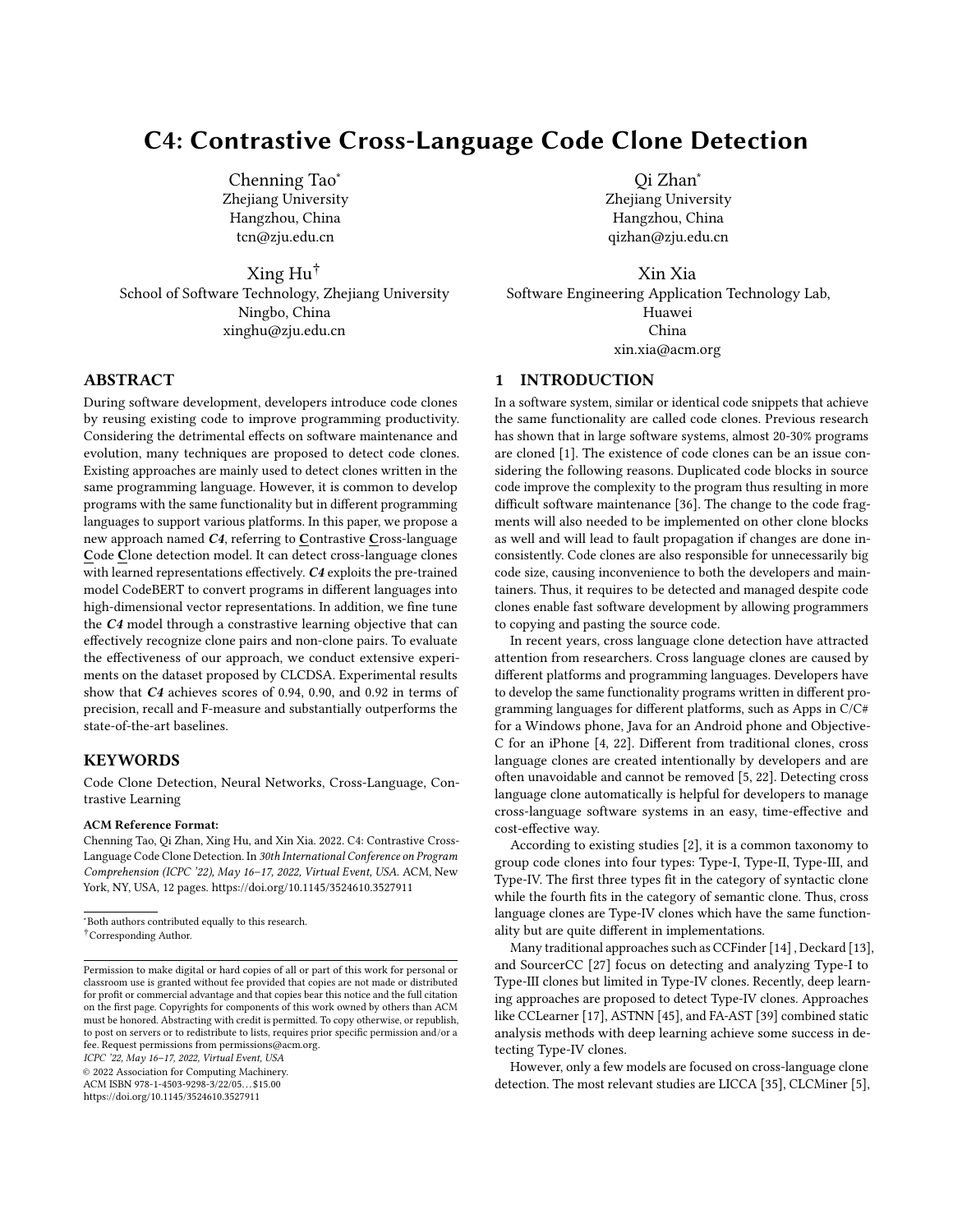# C4: Contrastive Cross-Language Code Clone Detection

Chenning Tao[*]
Zhejiang University
Hangzhou, China
tcn@zju.edu.cn

Qi Zhan[*]
Zhejiang University
Hangzhou, China
qizhan@zju.edu.cn

Xing Hu[†]
School of Software Technology, Zhejiang University
Ningbo, China
xinghu@zju.edu.cn

Xin Xia
Software Engineering Application Technology Lab,
Huawei
China
xin.xia@acm.org

## ABSTRACT

During software development, developers introduce code clones by reusing existing code to improve programming productivity. Considering the detrimental effects on software maintenance and evolution, many techniques are proposed to detect code clones. Existing approaches are mainly used to detect clones written in the same programming language. However, it is common to develop programs with the same functionality but in different programming languages to support various platforms. In this paper, we propose a new approach named ***C4***, referring to **C**ontrastive **C**ross-language **C**ode **C**lone detection model. It can detect cross-language clones with learned representations effectively. ***C4*** exploits the pre-trained model CodeBERT to convert programs in different languages into high-dimensional vector representations. In addition, we fine tune the ***C4*** model through a constrastive learning objective that can effectively recognize clone pairs and non-clone pairs. To evaluate the effectiveness of our approach, we conduct extensive experiments on the dataset proposed by CLCDSA. Experimental results show that ***C4*** achieves scores of 0.94, 0.90, and 0.92 in terms of precision, recall and F-measure and substantially outperforms the state-of-the-art baselines.

## KEYWORDS

Code Clone Detection, Neural Networks, Cross-Language, Contrastive Learning

**ACM Reference Format:**
Chenning Tao, Qi Zhan, Xing Hu, and Xin Xia. 2022. C4: Contrastive Cross-Language Code Clone Detection. In *30th International Conference on Program Comprehension (ICPC '22), May 16–17, 2022, Virtual Event, USA.* ACM, New York, NY, USA, 12 pages. https://doi.org/10.1145/3524610.3527911

[*]Both authors contributed equally to this research.
[†]Corresponding Author.

Permission to make digital or hard copies of all or part of this work for personal or classroom use is granted without fee provided that copies are not made or distributed for profit or commercial advantage and that copies bear this notice and the full citation on the first page. Copyrights for components of this work owned by others than ACM must be honored. Abstracting with credit is permitted. To copy otherwise, or republish, to post on servers or to redistribute to lists, requires prior specific permission and/or a fee. Request permissions from permissions@acm.org.
*ICPC '22, May 16–17, 2022, Virtual Event, USA*
© 2022 Association for Computing Machinery.
ACM ISBN 978-1-4503-9298-3/22/05…$15.00
https://doi.org/10.1145/3524610.3527911

## 1 INTRODUCTION

In a software system, similar or identical code snippets that achieve the same functionality are called code clones. Previous research has shown that in large software systems, almost 20-30% programs are cloned [1]. The existence of code clones can be an issue considering the following reasons. Duplicated code blocks in source code improve the complexity to the program thus resulting in more difficult software maintenance [36]. The change to the code fragments will also needed to be implemented on other clone blocks as well and will lead to fault propagation if changes are done inconsistently. Code clones are also responsible for unnecessarily big code size, causing inconvenience to both the developers and maintainers. Thus, it requires to be detected and managed despite code clones enable fast software development by allowing programmers to copying and pasting the source code.

In recent years, cross language clone detection have attracted attention from researchers. Cross language clones are caused by different platforms and programming languages. Developers have to develop the same functionality programs written in different programming languages for different platforms, such as Apps in C/C# for a Windows phone, Java for an Android phone and Objective-C for an iPhone [4, 22]. Different from traditional clones, cross language clones are created intentionally by developers and are often unavoidable and cannot be removed [5, 22]. Detecting cross language clone automatically is helpful for developers to manage cross-language software systems in an easy, time-effective and cost-effective way.

According to existing studies [2], it is a common taxonomy to group code clones into four types: Type-I, Type-II, Type-III, and Type-IV. The first three types fit in the category of syntactic clone while the fourth fits in the category of semantic clone. Thus, cross language clones are Type-IV clones which have the same functionality but are quite different in implementations.

Many traditional approaches such as CCFinder [14] , Deckard [13], and SourcerCC [27] focus on detecting and analyzing Type-I to Type-III clones but limited in Type-IV clones. Recently, deep learning approaches are proposed to detect Type-IV clones. Approaches like CCLearner [17], ASTNN [45], and FA-AST [39] combined static analysis methods with deep learning achieve some success in detecting Type-IV clones.

However, only a few models are focused on cross-language clone detection. The most relevant studies are LICCA [35], CLCMiner [5],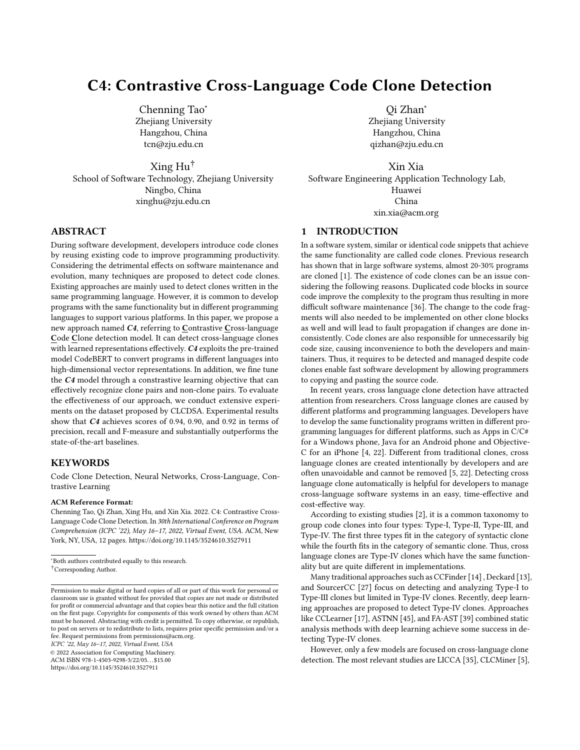# C4: Contrastive Cross-Language Code Clone Detection

Chenning Tao*
Zhejiang University
Hangzhou, China
tcn@zju.edu.cn

Qi Zhan*
Zhejiang University
Hangzhou, China
qizhan@zju.edu.cn

Xing Hu†
School of Software Technology, Zhejiang University
Ningbo, China
xinghu@zju.edu.cn

Xin Xia
Software Engineering Application Technology Lab, Huawei
China
xin.xia@acm.org

## ABSTRACT

During software development, developers introduce code clones by reusing existing code to improve programming productivity. Considering the detrimental effects on software maintenance and evolution, many techniques are proposed to detect code clones. Existing approaches are mainly used to detect clones written in the same programming language. However, it is common to develop programs with the same functionality but in different programming languages to support various platforms. In this paper, we propose a new approach named ***C4***, referring to **C**ontrastive **C**ross-language **C**ode **C**lone detection model. It can detect cross-language clones with learned representations effectively. ***C4*** exploits the pre-trained model CodeBERT to convert programs in different languages into high-dimensional vector representations. In addition, we fine tune the ***C4*** model through a constrastive learning objective that can effectively recognize clone pairs and non-clone pairs. To evaluate the effectiveness of our approach, we conduct extensive experiments on the dataset proposed by CLCDSA. Experimental results show that ***C4*** achieves scores of 0.94, 0.90, and 0.92 in terms of precision, recall and F-measure and substantially outperforms the state-of-the-art baselines.

## KEYWORDS

Code Clone Detection, Neural Networks, Cross-Language, Contrastive Learning

**ACM Reference Format:**
Chenning Tao, Qi Zhan, Xing Hu, and Xin Xia. 2022. C4: Contrastive Cross-Language Code Clone Detection. In *30th International Conference on Program Comprehension (ICPC '22), May 16–17, 2022, Virtual Event, USA.* ACM, New York, NY, USA, 12 pages. https://doi.org/10.1145/3524610.3527911

*Both authors contributed equally to this research.
†Corresponding Author.

Permission to make digital or hard copies of all or part of this work for personal or classroom use is granted without fee provided that copies are not made or distributed for profit or commercial advantage and that copies bear this notice and the full citation on the first page. Copyrights for components of this work owned by others than ACM must be honored. Abstracting with credit is permitted. To copy otherwise, or republish, to post on servers or to redistribute to lists, requires prior specific permission and/or a fee. Request permissions from permissions@acm.org.
*ICPC '22, May 16–17, 2022, Virtual Event, USA*
© 2022 Association for Computing Machinery.
ACM ISBN 978-1-4503-9298-3/22/05…$15.00
https://doi.org/10.1145/3524610.3527911

## 1 INTRODUCTION

In a software system, similar or identical code snippets that achieve the same functionality are called code clones. Previous research has shown that in large software systems, almost 20-30% programs are cloned [1]. The existence of code clones can be an issue considering the following reasons. Duplicated code blocks in source code improve the complexity to the program thus resulting in more difficult software maintenance [36]. The change to the code fragments will also needed to be implemented on other clone blocks as well and will lead to fault propagation if changes are done inconsistently. Code clones are also responsible for unnecessarily big code size, causing inconvenience to both the developers and maintainers. Thus, it requires to be detected and managed despite code clones enable fast software development by allowing programmers to copying and pasting the source code.

In recent years, cross language clone detection have attracted attention from researchers. Cross language clones are caused by different platforms and programming languages. Developers have to develop the same functionality programs written in different programming languages for different platforms, such as Apps in C/C# for a Windows phone, Java for an Android phone and Objective-C for an iPhone [4, 22]. Different from traditional clones, cross language clones are created intentionally by developers and are often unavoidable and cannot be removed [5, 22]. Detecting cross language clone automatically is helpful for developers to manage cross-language software systems in an easy, time-effective and cost-effective way.

According to existing studies [2], it is a common taxonomy to group code clones into four types: Type-I, Type-II, Type-III, and Type-IV. The first three types fit in the category of syntactic clone while the fourth fits in the category of semantic clone. Thus, cross language clones are Type-IV clones which have the same functionality but are quite different in implementations.

Many traditional approaches such as CCFinder [14] , Deckard [13], and SourcerCC [27] focus on detecting and analyzing Type-I to Type-III clones but limited in Type-IV clones. Recently, deep learning approaches are proposed to detect Type-IV clones. Approaches like CCLearner [17], ASTNN [45], and FA-AST [39] combined static analysis methods with deep learning achieve some success in detecting Type-IV clones.

However, only a few models are focused on cross-language clone detection. The most relevant studies are LICCA [35], CLCMiner [5],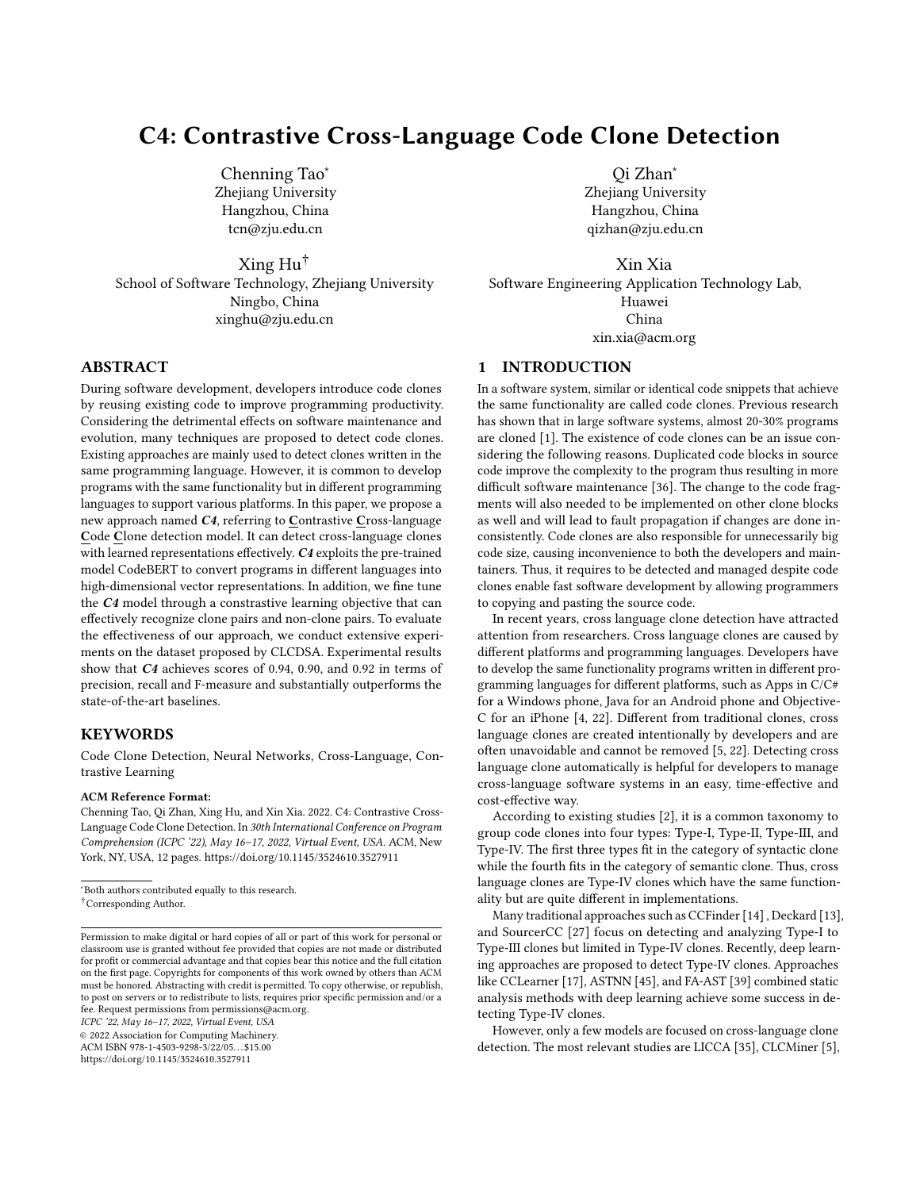# C4: Contrastive Cross-Language Code Clone Detection

Chenning Tao*
Zhejiang University
Hangzhou, China
tcn@zju.edu.cn

Qi Zhan*
Zhejiang University
Hangzhou, China
qizhan@zju.edu.cn

Xing Hu†
School of Software Technology, Zhejiang University
Ningbo, China
xinghu@zju.edu.cn

Xin Xia
Software Engineering Application Technology Lab,
Huawei
China
xin.xia@acm.org

## ABSTRACT

During software development, developers introduce code clones by reusing existing code to improve programming productivity. Considering the detrimental effects on software maintenance and evolution, many techniques are proposed to detect code clones. Existing approaches are mainly used to detect clones written in the same programming language. However, it is common to develop programs with the same functionality but in different programming languages to support various platforms. In this paper, we propose a new approach named ***C4***, referring to **C**ontrastive **C**ross-language **C**ode **C**lone detection model. It can detect cross-language clones with learned representations effectively. ***C4*** exploits the pre-trained model CodeBERT to convert programs in different languages into high-dimensional vector representations. In addition, we fine tune the ***C4*** model through a constrastive learning objective that can effectively recognize clone pairs and non-clone pairs. To evaluate the effectiveness of our approach, we conduct extensive experiments on the dataset proposed by CLCDSA. Experimental results show that ***C4*** achieves scores of 0.94, 0.90, and 0.92 in terms of precision, recall and F-measure and substantially outperforms the state-of-the-art baselines.

## KEYWORDS

Code Clone Detection, Neural Networks, Cross-Language, Contrastive Learning

**ACM Reference Format:**
Chenning Tao, Qi Zhan, Xing Hu, and Xin Xia. 2022. C4: Contrastive Cross-Language Code Clone Detection. In *30th International Conference on Program Comprehension (ICPC '22), May 16–17, 2022, Virtual Event, USA.* ACM, New York, NY, USA, 12 pages. https://doi.org/10.1145/3524610.3527911

*Both authors contributed equally to this research.
†Corresponding Author.

Permission to make digital or hard copies of all or part of this work for personal or classroom use is granted without fee provided that copies are not made or distributed for profit or commercial advantage and that copies bear this notice and the full citation on the first page. Copyrights for components of this work owned by others than ACM must be honored. Abstracting with credit is permitted. To copy otherwise, or republish, to post on servers or to redistribute to lists, requires prior specific permission and/or a fee. Request permissions from permissions@acm.org.
*ICPC '22, May 16–17, 2022, Virtual Event, USA*
© 2022 Association for Computing Machinery.
ACM ISBN 978-1-4503-9298-3/22/05…$15.00
https://doi.org/10.1145/3524610.3527911

## 1 INTRODUCTION

In a software system, similar or identical code snippets that achieve the same functionality are called code clones. Previous research has shown that in large software systems, almost 20-30% programs are cloned [1]. The existence of code clones can be an issue considering the following reasons. Duplicated code blocks in source code improve the complexity to the program thus resulting in more difficult software maintenance [36]. The change to the code fragments will also needed to be implemented on other clone blocks as well and will lead to fault propagation if changes are done inconsistently. Code clones are also responsible for unnecessarily big code size, causing inconvenience to both the developers and maintainers. Thus, it requires to be detected and managed despite code clones enable fast software development by allowing programmers to copying and pasting the source code.

In recent years, cross language clone detection have attracted attention from researchers. Cross language clones are caused by different platforms and programming languages. Developers have to develop the same functionality programs written in different programming languages for different platforms, such as Apps in C/C# for a Windows phone, Java for an Android phone and Objective-C for an iPhone [4, 22]. Different from traditional clones, cross language clones are created intentionally by developers and are often unavoidable and cannot be removed [5, 22]. Detecting cross language clone automatically is helpful for developers to manage cross-language software systems in an easy, time-effective and cost-effective way.

According to existing studies [2], it is a common taxonomy to group code clones into four types: Type-I, Type-II, Type-III, and Type-IV. The first three types fit in the category of syntactic clone while the fourth fits in the category of semantic clone. Thus, cross language clones are Type-IV clones which have the same functionality but are quite different in implementations.

Many traditional approaches such as CCFinder [14] , Deckard [13], and SourcerCC [27] focus on detecting and analyzing Type-I to Type-III clones but limited in Type-IV clones. Recently, deep learning approaches are proposed to detect Type-IV clones. Approaches like CCLearner [17], ASTNN [45], and FA-AST [39] combined static analysis methods with deep learning achieve some success in detecting Type-IV clones.

However, only a few models are focused on cross-language clone detection. The most relevant studies are LICCA [35], CLCMiner [5],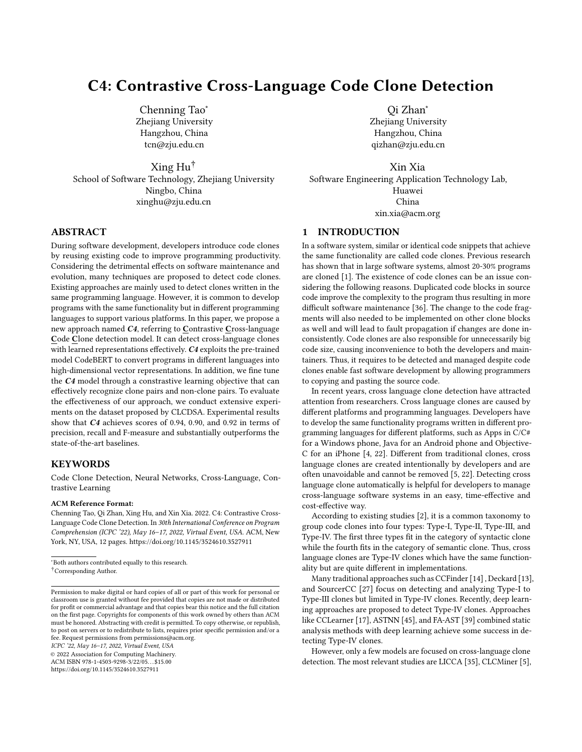# C4: Contrastive Cross-Language Code Clone Detection

Chenning Tao*
Zhejiang University
Hangzhou, China
tcn@zju.edu.cn

Qi Zhan*
Zhejiang University
Hangzhou, China
qizhan@zju.edu.cn

Xing Hu†
School of Software Technology, Zhejiang University
Ningbo, China
xinghu@zju.edu.cn

Xin Xia
Software Engineering Application Technology Lab,
Huawei
China
xin.xia@acm.org

## ABSTRACT

During software development, developers introduce code clones by reusing existing code to improve programming productivity. Considering the detrimental effects on software maintenance and evolution, many techniques are proposed to detect code clones. Existing approaches are mainly used to detect clones written in the same programming language. However, it is common to develop programs with the same functionality but in different programming languages to support various platforms. In this paper, we propose a new approach named ***C4***, referring to **C**ontrastive **C**ross-language **C**ode **C**lone detection model. It can detect cross-language clones with learned representations effectively. ***C4*** exploits the pre-trained model CodeBERT to convert programs in different languages into high-dimensional vector representations. In addition, we fine tune the ***C4*** model through a constrastive learning objective that can effectively recognize clone pairs and non-clone pairs. To evaluate the effectiveness of our approach, we conduct extensive experiments on the dataset proposed by CLCDSA. Experimental results show that ***C4*** achieves scores of 0.94, 0.90, and 0.92 in terms of precision, recall and F-measure and substantially outperforms the state-of-the-art baselines.

## KEYWORDS

Code Clone Detection, Neural Networks, Cross-Language, Contrastive Learning

**ACM Reference Format:**
Chenning Tao, Qi Zhan, Xing Hu, and Xin Xia. 2022. C4: Contrastive Cross-Language Code Clone Detection. In *30th International Conference on Program Comprehension (ICPC '22), May 16–17, 2022, Virtual Event, USA.* ACM, New York, NY, USA, 12 pages. https://doi.org/10.1145/3524610.3527911

*Both authors contributed equally to this research.
†Corresponding Author.

Permission to make digital or hard copies of all or part of this work for personal or classroom use is granted without fee provided that copies are not made or distributed for profit or commercial advantage and that copies bear this notice and the full citation on the first page. Copyrights for components of this work owned by others than ACM must be honored. Abstracting with credit is permitted. To copy otherwise, or republish, to post on servers or to redistribute to lists, requires prior specific permission and/or a fee. Request permissions from permissions@acm.org.
*ICPC '22, May 16–17, 2022, Virtual Event, USA*
© 2022 Association for Computing Machinery.
ACM ISBN 978-1-4503-9298-3/22/05…$15.00
https://doi.org/10.1145/3524610.3527911

## 1 INTRODUCTION

In a software system, similar or identical code snippets that achieve the same functionality are called code clones. Previous research has shown that in large software systems, almost 20-30% programs are cloned [1]. The existence of code clones can be an issue considering the following reasons. Duplicated code blocks in source code improve the complexity to the program thus resulting in more difficult software maintenance [36]. The change to the code fragments will also needed to be implemented on other clone blocks as well and will lead to fault propagation if changes are done inconsistently. Code clones are also responsible for unnecessarily big code size, causing inconvenience to both the developers and maintainers. Thus, it requires to be detected and managed despite code clones enable fast software development by allowing programmers to copying and pasting the source code.

In recent years, cross language clone detection have attracted attention from researchers. Cross language clones are caused by different platforms and programming languages. Developers have to develop the same functionality programs written in different programming languages for different platforms, such as Apps in C/C# for a Windows phone, Java for an Android phone and Objective-C for an iPhone [4, 22]. Different from traditional clones, cross language clones are created intentionally by developers and are often unavoidable and cannot be removed [5, 22]. Detecting cross language clone automatically is helpful for developers to manage cross-language software systems in an easy, time-effective and cost-effective way.

According to existing studies [2], it is a common taxonomy to group code clones into four types: Type-I, Type-II, Type-III, and Type-IV. The first three types fit in the category of syntactic clone while the fourth fits in the category of semantic clone. Thus, cross language clones are Type-IV clones which have the same functionality but are quite different in implementations.

Many traditional approaches such as CCFinder [14] , Deckard [13], and SourcerCC [27] focus on detecting and analyzing Type-I to Type-III clones but limited in Type-IV clones. Recently, deep learning approaches are proposed to detect Type-IV clones. Approaches like CCLearner [17], ASTNN [45], and FA-AST [39] combined static analysis methods with deep learning achieve some success in detecting Type-IV clones.

However, only a few models are focused on cross-language clone detection. The most relevant studies are LICCA [35], CLCMiner [5],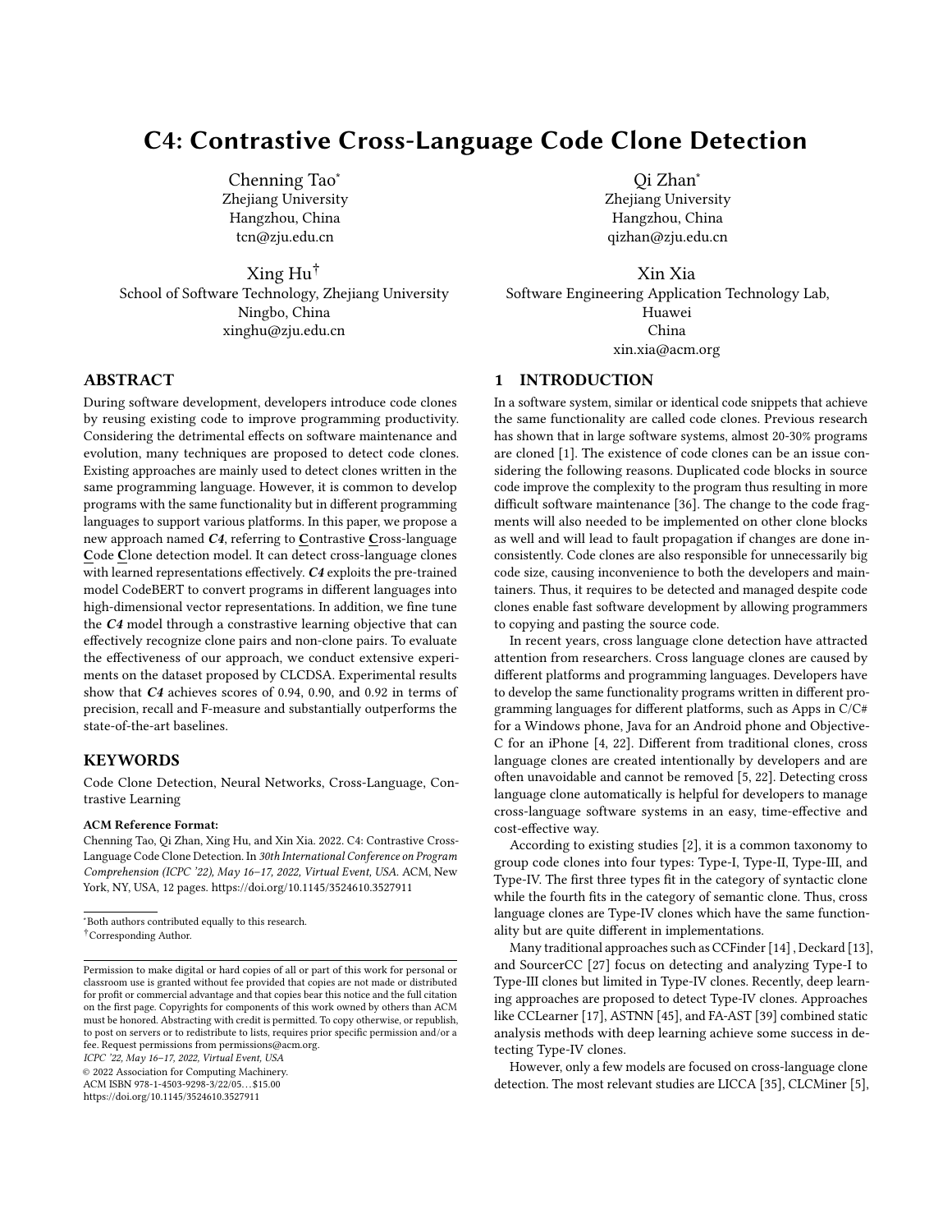# C4: Contrastive Cross-Language Code Clone Detection

Chenning Tao*
Zhejiang University
Hangzhou, China
tcn@zju.edu.cn

Qi Zhan*
Zhejiang University
Hangzhou, China
qizhan@zju.edu.cn

Xing Hu†
School of Software Technology, Zhejiang University
Ningbo, China
xinghu@zju.edu.cn

Xin Xia
Software Engineering Application Technology Lab,
Huawei
China
xin.xia@acm.org

## ABSTRACT

During software development, developers introduce code clones by reusing existing code to improve programming productivity. Considering the detrimental effects on software maintenance and evolution, many techniques are proposed to detect code clones. Existing approaches are mainly used to detect clones written in the same programming language. However, it is common to develop programs with the same functionality but in different programming languages to support various platforms. In this paper, we propose a new approach named ***C4***, referring to **C**ontrastive **C**ross-language **C**ode **C**lone detection model. It can detect cross-language clones with learned representations effectively. ***C4*** exploits the pre-trained model CodeBERT to convert programs in different languages into high-dimensional vector representations. In addition, we fine tune the ***C4*** model through a constrastive learning objective that can effectively recognize clone pairs and non-clone pairs. To evaluate the effectiveness of our approach, we conduct extensive experiments on the dataset proposed by CLCDSA. Experimental results show that ***C4*** achieves scores of 0.94, 0.90, and 0.92 in terms of precision, recall and F-measure and substantially outperforms the state-of-the-art baselines.

## KEYWORDS

Code Clone Detection, Neural Networks, Cross-Language, Contrastive Learning

**ACM Reference Format:**
Chenning Tao, Qi Zhan, Xing Hu, and Xin Xia. 2022. C4: Contrastive Cross-Language Code Clone Detection. In *30th International Conference on Program Comprehension (ICPC '22), May 16–17, 2022, Virtual Event, USA.* ACM, New York, NY, USA, 12 pages. https://doi.org/10.1145/3524610.3527911

*Both authors contributed equally to this research.
†Corresponding Author.

Permission to make digital or hard copies of all or part of this work for personal or classroom use is granted without fee provided that copies are not made or distributed for profit or commercial advantage and that copies bear this notice and the full citation on the first page. Copyrights for components of this work owned by others than ACM must be honored. Abstracting with credit is permitted. To copy otherwise, or republish, to post on servers or to redistribute to lists, requires prior specific permission and/or a fee. Request permissions from permissions@acm.org.
*ICPC '22, May 16–17, 2022, Virtual Event, USA*
© 2022 Association for Computing Machinery.
ACM ISBN 978-1-4503-9298-3/22/05…$15.00
https://doi.org/10.1145/3524610.3527911

## 1 INTRODUCTION

In a software system, similar or identical code snippets that achieve the same functionality are called code clones. Previous research has shown that in large software systems, almost 20-30% programs are cloned [1]. The existence of code clones can be an issue considering the following reasons. Duplicated code blocks in source code improve the complexity to the program thus resulting in more difficult software maintenance [36]. The change to the code fragments will also needed to be implemented on other clone blocks as well and will lead to fault propagation if changes are done inconsistently. Code clones are also responsible for unnecessarily big code size, causing inconvenience to both the developers and maintainers. Thus, it requires to be detected and managed despite code clones enable fast software development by allowing programmers to copying and pasting the source code.

In recent years, cross language clone detection have attracted attention from researchers. Cross language clones are caused by different platforms and programming languages. Developers have to develop the same functionality programs written in different programming languages for different platforms, such as Apps in C/C# for a Windows phone, Java for an Android phone and Objective-C for an iPhone [4, 22]. Different from traditional clones, cross language clones are created intentionally by developers and are often unavoidable and cannot be removed [5, 22]. Detecting cross language clone automatically is helpful for developers to manage cross-language software systems in an easy, time-effective and cost-effective way.

According to existing studies [2], it is a common taxonomy to group code clones into four types: Type-I, Type-II, Type-III, and Type-IV. The first three types fit in the category of syntactic clone while the fourth fits in the category of semantic clone. Thus, cross language clones are Type-IV clones which have the same functionality but are quite different in implementations.

Many traditional approaches such as CCFinder [14] , Deckard [13], and SourcerCC [27] focus on detecting and analyzing Type-I to Type-III clones but limited in Type-IV clones. Recently, deep learning approaches are proposed to detect Type-IV clones. Approaches like CCLearner [17], ASTNN [45], and FA-AST [39] combined static analysis methods with deep learning achieve some success in detecting Type-IV clones.

However, only a few models are focused on cross-language clone detection. The most relevant studies are LICCA [35], CLCMiner [5],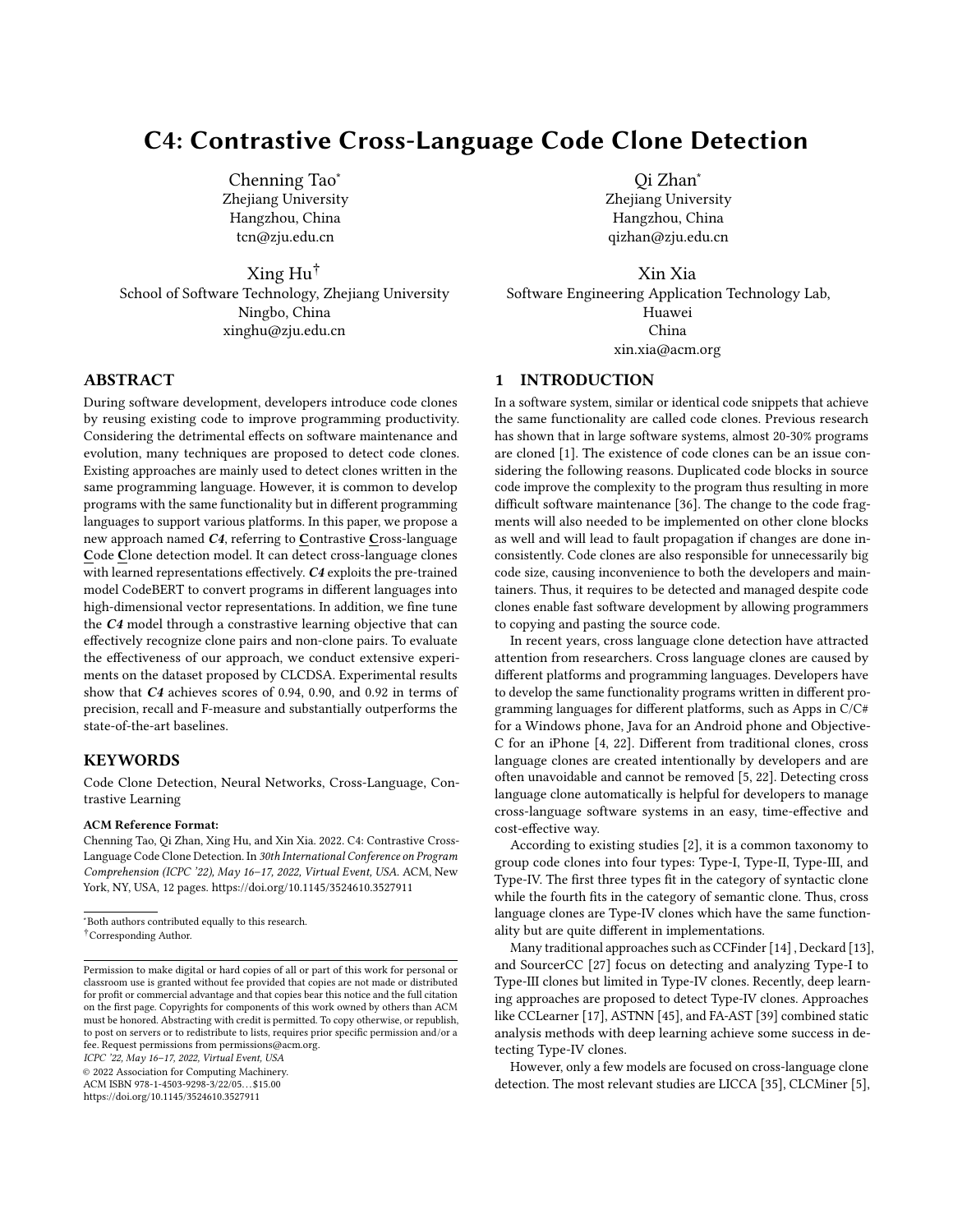# C4: Contrastive Cross-Language Code Clone Detection

Chenning Tao*
Zhejiang University
Hangzhou, China
tcn@zju.edu.cn

Qi Zhan*
Zhejiang University
Hangzhou, China
qizhan@zju.edu.cn

Xing Hu†
School of Software Technology, Zhejiang University
Ningbo, China
xinghu@zju.edu.cn

Xin Xia
Software Engineering Application Technology Lab,
Huawei
China
xin.xia@acm.org

## ABSTRACT

During software development, developers introduce code clones by reusing existing code to improve programming productivity. Considering the detrimental effects on software maintenance and evolution, many techniques are proposed to detect code clones. Existing approaches are mainly used to detect clones written in the same programming language. However, it is common to develop programs with the same functionality but in different programming languages to support various platforms. In this paper, we propose a new approach named ***C4***, referring to **C**ontrastive **C**ross-language **C**ode **C**lone detection model. It can detect cross-language clones with learned representations effectively. ***C4*** exploits the pre-trained model CodeBERT to convert programs in different languages into high-dimensional vector representations. In addition, we fine tune the ***C4*** model through a constrastive learning objective that can effectively recognize clone pairs and non-clone pairs. To evaluate the effectiveness of our approach, we conduct extensive experiments on the dataset proposed by CLCDSA. Experimental results show that ***C4*** achieves scores of 0.94, 0.90, and 0.92 in terms of precision, recall and F-measure and substantially outperforms the state-of-the-art baselines.

## KEYWORDS

Code Clone Detection, Neural Networks, Cross-Language, Contrastive Learning

**ACM Reference Format:**
Chenning Tao, Qi Zhan, Xing Hu, and Xin Xia. 2022. C4: Contrastive Cross-Language Code Clone Detection. In *30th International Conference on Program Comprehension (ICPC '22), May 16–17, 2022, Virtual Event, USA.* ACM, New York, NY, USA, 12 pages. https://doi.org/10.1145/3524610.3527911

*Both authors contributed equally to this research.
†Corresponding Author.

Permission to make digital or hard copies of all or part of this work for personal or classroom use is granted without fee provided that copies are not made or distributed for profit or commercial advantage and that copies bear this notice and the full citation on the first page. Copyrights for components of this work owned by others than ACM must be honored. Abstracting with credit is permitted. To copy otherwise, or republish, to post on servers or to redistribute to lists, requires prior specific permission and/or a fee. Request permissions from permissions@acm.org.
*ICPC '22, May 16–17, 2022, Virtual Event, USA*
© 2022 Association for Computing Machinery.
ACM ISBN 978-1-4503-9298-3/22/05...$15.00
https://doi.org/10.1145/3524610.3527911

## 1 INTRODUCTION

In a software system, similar or identical code snippets that achieve the same functionality are called code clones. Previous research has shown that in large software systems, almost 20-30% programs are cloned [1]. The existence of code clones can be an issue considering the following reasons. Duplicated code blocks in source code improve the complexity to the program thus resulting in more difficult software maintenance [36]. The change to the code fragments will also needed to be implemented on other clone blocks as well and will lead to fault propagation if changes are done inconsistently. Code clones are also responsible for unnecessarily big code size, causing inconvenience to both the developers and maintainers. Thus, it requires to be detected and managed despite code clones enable fast software development by allowing programmers to copying and pasting the source code.

In recent years, cross language clone detection have attracted attention from researchers. Cross language clones are caused by different platforms and programming languages. Developers have to develop the same functionality programs written in different programming languages for different platforms, such as Apps in C/C# for a Windows phone, Java for an Android phone and Objective-C for an iPhone [4, 22]. Different from traditional clones, cross language clones are created intentionally by developers and are often unavoidable and cannot be removed [5, 22]. Detecting cross language clone automatically is helpful for developers to manage cross-language software systems in an easy, time-effective and cost-effective way.

According to existing studies [2], it is a common taxonomy to group code clones into four types: Type-I, Type-II, Type-III, and Type-IV. The first three types fit in the category of syntactic clone while the fourth fits in the category of semantic clone. Thus, cross language clones are Type-IV clones which have the same functionality but are quite different in implementations.

Many traditional approaches such as CCFinder [14] , Deckard [13], and SourcerCC [27] focus on detecting and analyzing Type-I to Type-III clones but limited in Type-IV clones. Recently, deep learning approaches are proposed to detect Type-IV clones. Approaches like CCLearner [17], ASTNN [45], and FA-AST [39] combined static analysis methods with deep learning achieve some success in detecting Type-IV clones.

However, only a few models are focused on cross-language clone detection. The most relevant studies are LICCA [35], CLCMiner [5],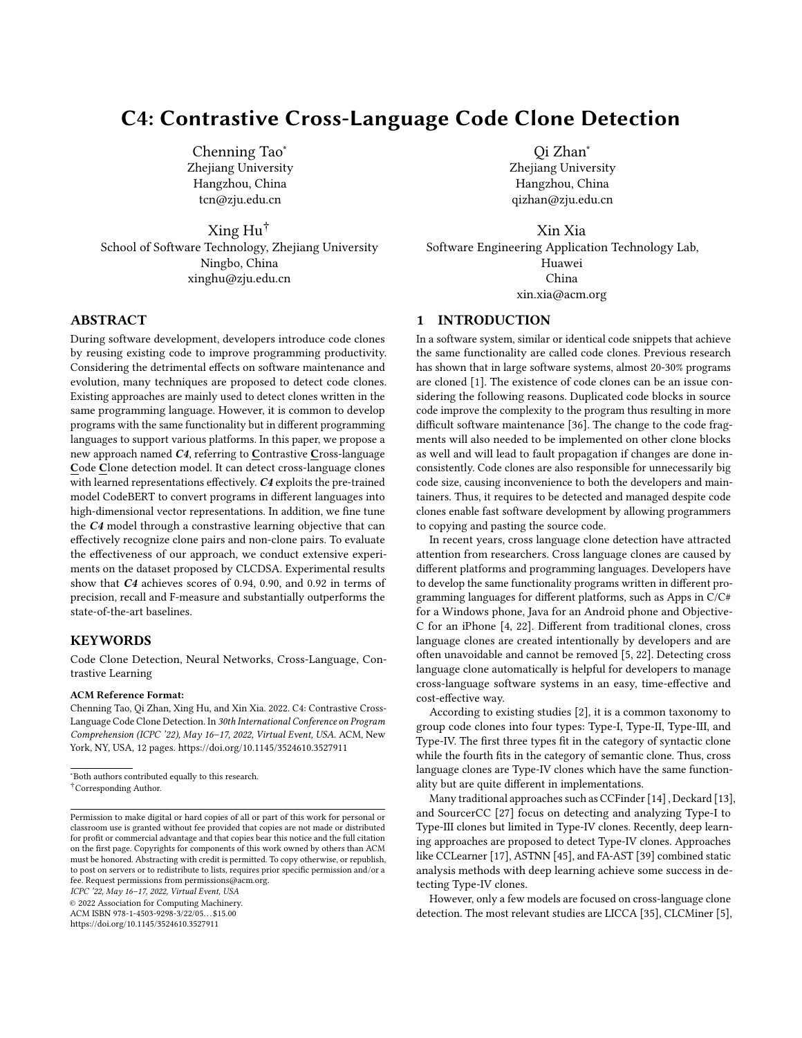# C4: Contrastive Cross-Language Code Clone Detection

Chenning Tao*
Zhejiang University
Hangzhou, China
tcn@zju.edu.cn

Qi Zhan*
Zhejiang University
Hangzhou, China
qizhan@zju.edu.cn

Xing Hu†
School of Software Technology, Zhejiang University
Ningbo, China
xinghu@zju.edu.cn

Xin Xia
Software Engineering Application Technology Lab,
Huawei
China
xin.xia@acm.org

## ABSTRACT

During software development, developers introduce code clones by reusing existing code to improve programming productivity. Considering the detrimental effects on software maintenance and evolution, many techniques are proposed to detect code clones. Existing approaches are mainly used to detect clones written in the same programming language. However, it is common to develop programs with the same functionality but in different programming languages to support various platforms. In this paper, we propose a new approach named ***C4***, referring to **C**ontrastive **C**ross-language **C**ode **C**lone detection model. It can detect cross-language clones with learned representations effectively. ***C4*** exploits the pre-trained model CodeBERT to convert programs in different languages into high-dimensional vector representations. In addition, we fine tune the ***C4*** model through a constrastive learning objective that can effectively recognize clone pairs and non-clone pairs. To evaluate the effectiveness of our approach, we conduct extensive experiments on the dataset proposed by CLCDSA. Experimental results show that ***C4*** achieves scores of 0.94, 0.90, and 0.92 in terms of precision, recall and F-measure and substantially outperforms the state-of-the-art baselines.

## KEYWORDS

Code Clone Detection, Neural Networks, Cross-Language, Contrastive Learning

**ACM Reference Format:**
Chenning Tao, Qi Zhan, Xing Hu, and Xin Xia. 2022. C4: Contrastive Cross-Language Code Clone Detection. In *30th International Conference on Program Comprehension (ICPC '22), May 16–17, 2022, Virtual Event, USA.* ACM, New York, NY, USA, 12 pages. https://doi.org/10.1145/3524610.3527911

*Both authors contributed equally to this research.
†Corresponding Author.

Permission to make digital or hard copies of all or part of this work for personal or classroom use is granted without fee provided that copies are not made or distributed for profit or commercial advantage and that copies bear this notice and the full citation on the first page. Copyrights for components of this work owned by others than ACM must be honored. Abstracting with credit is permitted. To copy otherwise, or republish, to post on servers or to redistribute to lists, requires prior specific permission and/or a fee. Request permissions from permissions@acm.org.
*ICPC '22, May 16–17, 2022, Virtual Event, USA*
© 2022 Association for Computing Machinery.
ACM ISBN 978-1-4503-9298-3/22/05…$15.00
https://doi.org/10.1145/3524610.3527911

## 1 INTRODUCTION

In a software system, similar or identical code snippets that achieve the same functionality are called code clones. Previous research has shown that in large software systems, almost 20-30% programs are cloned [1]. The existence of code clones can be an issue considering the following reasons. Duplicated code blocks in source code improve the complexity to the program thus resulting in more difficult software maintenance [36]. The change to the code fragments will also needed to be implemented on other clone blocks as well and will lead to fault propagation if changes are done inconsistently. Code clones are also responsible for unnecessarily big code size, causing inconvenience to both the developers and maintainers. Thus, it requires to be detected and managed despite code clones enable fast software development by allowing programmers to copying and pasting the source code.

In recent years, cross language clone detection have attracted attention from researchers. Cross language clones are caused by different platforms and programming languages. Developers have to develop the same functionality programs written in different programming languages for different platforms, such as Apps in C/C# for a Windows phone, Java for an Android phone and Objective-C for an iPhone [4, 22]. Different from traditional clones, cross language clones are created intentionally by developers and are often unavoidable and cannot be removed [5, 22]. Detecting cross language clone automatically is helpful for developers to manage cross-language software systems in an easy, time-effective and cost-effective way.

According to existing studies [2], it is a common taxonomy to group code clones into four types: Type-I, Type-II, Type-III, and Type-IV. The first three types fit in the category of syntactic clone while the fourth fits in the category of semantic clone. Thus, cross language clones are Type-IV clones which have the same functionality but are quite different in implementations.

Many traditional approaches such as CCFinder [14] , Deckard [13], and SourcerCC [27] focus on detecting and analyzing Type-I to Type-III clones but limited in Type-IV clones. Recently, deep learning approaches are proposed to detect Type-IV clones. Approaches like CCLearner [17], ASTNN [45], and FA-AST [39] combined static analysis methods with deep learning achieve some success in detecting Type-IV clones.

However, only a few models are focused on cross-language clone detection. The most relevant studies are LICCA [35], CLCMiner [5],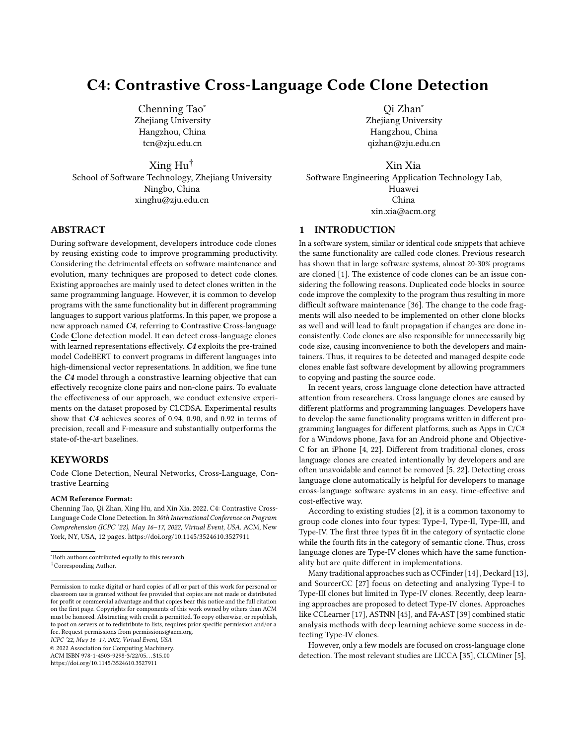# C4: Contrastive Cross-Language Code Clone Detection

Chenning Tao*
Zhejiang University
Hangzhou, China
tcn@zju.edu.cn

Qi Zhan*
Zhejiang University
Hangzhou, China
qizhan@zju.edu.cn

Xing Hu†
School of Software Technology, Zhejiang University
Ningbo, China
xinghu@zju.edu.cn

Xin Xia
Software Engineering Application Technology Lab,
Huawei
China
xin.xia@acm.org

## ABSTRACT

During software development, developers introduce code clones by reusing existing code to improve programming productivity. Considering the detrimental effects on software maintenance and evolution, many techniques are proposed to detect code clones. Existing approaches are mainly used to detect clones written in the same programming language. However, it is common to develop programs with the same functionality but in different programming languages to support various platforms. In this paper, we propose a new approach named ***C4***, referring to **C**ontrastive **C**ross-language **C**ode **C**lone detection model. It can detect cross-language clones with learned representations effectively. ***C4*** exploits the pre-trained model CodeBERT to convert programs in different languages into high-dimensional vector representations. In addition, we fine tune the ***C4*** model through a constrastive learning objective that can effectively recognize clone pairs and non-clone pairs. To evaluate the effectiveness of our approach, we conduct extensive experiments on the dataset proposed by CLCDSA. Experimental results show that ***C4*** achieves scores of 0.94, 0.90, and 0.92 in terms of precision, recall and F-measure and substantially outperforms the state-of-the-art baselines.

## KEYWORDS

Code Clone Detection, Neural Networks, Cross-Language, Contrastive Learning

**ACM Reference Format:**
Chenning Tao, Qi Zhan, Xing Hu, and Xin Xia. 2022. C4: Contrastive Cross-Language Code Clone Detection. In *30th International Conference on Program Comprehension (ICPC '22), May 16–17, 2022, Virtual Event, USA.* ACM, New York, NY, USA, 12 pages. https://doi.org/10.1145/3524610.3527911

*Both authors contributed equally to this research.
†Corresponding Author.

Permission to make digital or hard copies of all or part of this work for personal or classroom use is granted without fee provided that copies are not made or distributed for profit or commercial advantage and that copies bear this notice and the full citation on the first page. Copyrights for components of this work owned by others than ACM must be honored. Abstracting with credit is permitted. To copy otherwise, or republish, to post on servers or to redistribute to lists, requires prior specific permission and/or a fee. Request permissions from permissions@acm.org.
*ICPC '22, May 16–17, 2022, Virtual Event, USA*
© 2022 Association for Computing Machinery.
ACM ISBN 978-1-4503-9298-3/22/05…$15.00
https://doi.org/10.1145/3524610.3527911

## 1 INTRODUCTION

In a software system, similar or identical code snippets that achieve the same functionality are called code clones. Previous research has shown that in large software systems, almost 20-30% programs are cloned [1]. The existence of code clones can be an issue considering the following reasons. Duplicated code blocks in source code improve the complexity to the program thus resulting in more difficult software maintenance [36]. The change to the code fragments will also needed to be implemented on other clone blocks as well and will lead to fault propagation if changes are done inconsistently. Code clones are also responsible for unnecessarily big code size, causing inconvenience to both the developers and maintainers. Thus, it requires to be detected and managed despite code clones enable fast software development by allowing programmers to copying and pasting the source code.

In recent years, cross language clone detection have attracted attention from researchers. Cross language clones are caused by different platforms and programming languages. Developers have to develop the same functionality programs written in different programming languages for different platforms, such as Apps in C/C# for a Windows phone, Java for an Android phone and Objective-C for an iPhone [4, 22]. Different from traditional clones, cross language clones are created intentionally by developers and are often unavoidable and cannot be removed [5, 22]. Detecting cross language clone automatically is helpful for developers to manage cross-language software systems in an easy, time-effective and cost-effective way.

According to existing studies [2], it is a common taxonomy to group code clones into four types: Type-I, Type-II, Type-III, and Type-IV. The first three types fit in the category of syntactic clone while the fourth fits in the category of semantic clone. Thus, cross language clones are Type-IV clones which have the same functionality but are quite different in implementations.

Many traditional approaches such as CCFinder [14] , Deckard [13], and SourcerCC [27] focus on detecting and analyzing Type-I to Type-III clones but limited in Type-IV clones. Recently, deep learning approaches are proposed to detect Type-IV clones. Approaches like CCLearner [17], ASTNN [45], and FA-AST [39] combined static analysis methods with deep learning achieve some success in detecting Type-IV clones.

However, only a few models are focused on cross-language clone detection. The most relevant studies are LICCA [35], CLCMiner [5],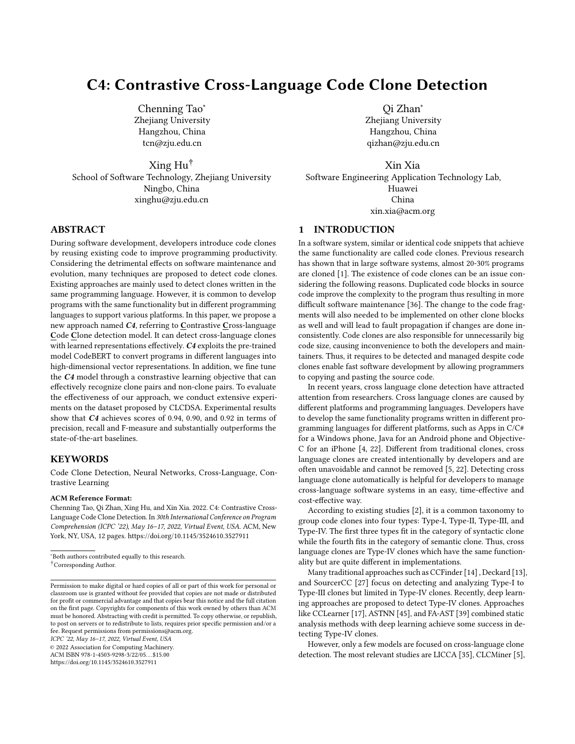# C4: Contrastive Cross-Language Code Clone Detection

Chenning Tao*
Zhejiang University
Hangzhou, China
tcn@zju.edu.cn

Qi Zhan*
Zhejiang University
Hangzhou, China
qizhan@zju.edu.cn

Xing Hu†
School of Software Technology, Zhejiang University
Ningbo, China
xinghu@zju.edu.cn

Xin Xia
Software Engineering Application Technology Lab, Huawei
China
xin.xia@acm.org

## ABSTRACT

During software development, developers introduce code clones by reusing existing code to improve programming productivity. Considering the detrimental effects on software maintenance and evolution, many techniques are proposed to detect code clones. Existing approaches are mainly used to detect clones written in the same programming language. However, it is common to develop programs with the same functionality but in different programming languages to support various platforms. In this paper, we propose a new approach named ***C4***, referring to **C**ontrastive **C**ross-language **C**ode **C**lone detection model. It can detect cross-language clones with learned representations effectively. ***C4*** exploits the pre-trained model CodeBERT to convert programs in different languages into high-dimensional vector representations. In addition, we fine tune the ***C4*** model through a constrastive learning objective that can effectively recognize clone pairs and non-clone pairs. To evaluate the effectiveness of our approach, we conduct extensive experiments on the dataset proposed by CLCDSA. Experimental results show that ***C4*** achieves scores of 0.94, 0.90, and 0.92 in terms of precision, recall and F-measure and substantially outperforms the state-of-the-art baselines.

## KEYWORDS

Code Clone Detection, Neural Networks, Cross-Language, Contrastive Learning

**ACM Reference Format:**
Chenning Tao, Qi Zhan, Xing Hu, and Xin Xia. 2022. C4: Contrastive Cross-Language Code Clone Detection. In *30th International Conference on Program Comprehension (ICPC '22), May 16–17, 2022, Virtual Event, USA.* ACM, New York, NY, USA, 12 pages. https://doi.org/10.1145/3524610.3527911

*Both authors contributed equally to this research.
†Corresponding Author.

Permission to make digital or hard copies of all or part of this work for personal or classroom use is granted without fee provided that copies are not made or distributed for profit or commercial advantage and that copies bear this notice and the full citation on the first page. Copyrights for components of this work owned by others than ACM must be honored. Abstracting with credit is permitted. To copy otherwise, or republish, to post on servers or to redistribute to lists, requires prior specific permission and/or a fee. Request permissions from permissions@acm.org.
*ICPC '22, May 16–17, 2022, Virtual Event, USA*
© 2022 Association for Computing Machinery.
ACM ISBN 978-1-4503-9298-3/22/05…$15.00
https://doi.org/10.1145/3524610.3527911

## 1 INTRODUCTION

In a software system, similar or identical code snippets that achieve the same functionality are called code clones. Previous research has shown that in large software systems, almost 20-30% programs are cloned [1]. The existence of code clones can be an issue considering the following reasons. Duplicated code blocks in source code improve the complexity to the program thus resulting in more difficult software maintenance [36]. The change to the code fragments will also needed to be implemented on other clone blocks as well and will lead to fault propagation if changes are done inconsistently. Code clones are also responsible for unnecessarily big code size, causing inconvenience to both the developers and maintainers. Thus, it requires to be detected and managed despite code clones enable fast software development by allowing programmers to copying and pasting the source code.

In recent years, cross language clone detection have attracted attention from researchers. Cross language clones are caused by different platforms and programming languages. Developers have to develop the same functionality programs written in different programming languages for different platforms, such as Apps in C/C# for a Windows phone, Java for an Android phone and Objective-C for an iPhone [4, 22]. Different from traditional clones, cross language clones are created intentionally by developers and are often unavoidable and cannot be removed [5, 22]. Detecting cross language clone automatically is helpful for developers to manage cross-language software systems in an easy, time-effective and cost-effective way.

According to existing studies [2], it is a common taxonomy to group code clones into four types: Type-I, Type-II, Type-III, and Type-IV. The first three types fit in the category of syntactic clone while the fourth fits in the category of semantic clone. Thus, cross language clones are Type-IV clones which have the same functionality but are quite different in implementations.

Many traditional approaches such as CCFinder [14] , Deckard [13], and SourcerCC [27] focus on detecting and analyzing Type-I to Type-III clones but limited in Type-IV clones. Recently, deep learning approaches are proposed to detect Type-IV clones. Approaches like CCLearner [17], ASTNN [45], and FA-AST [39] combined static analysis methods with deep learning achieve some success in detecting Type-IV clones.

However, only a few models are focused on cross-language clone detection. The most relevant studies are LICCA [35], CLCMiner [5],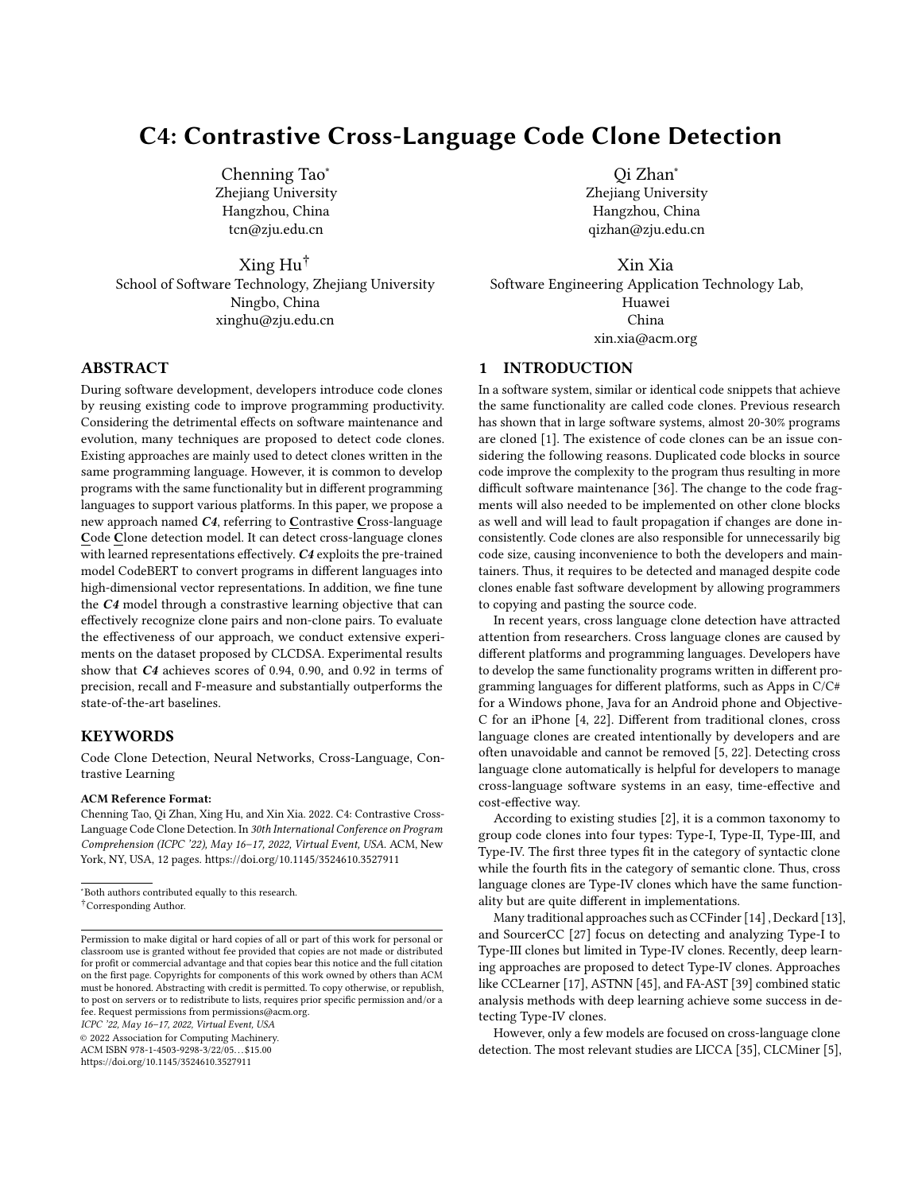# C4: Contrastive Cross-Language Code Clone Detection

Chenning Tao*
Zhejiang University
Hangzhou, China
tcn@zju.edu.cn

Qi Zhan*
Zhejiang University
Hangzhou, China
qizhan@zju.edu.cn

Xing Hu†
School of Software Technology, Zhejiang University
Ningbo, China
xinghu@zju.edu.cn

Xin Xia
Software Engineering Application Technology Lab, Huawei
China
xin.xia@acm.org

## ABSTRACT

During software development, developers introduce code clones by reusing existing code to improve programming productivity. Considering the detrimental effects on software maintenance and evolution, many techniques are proposed to detect code clones. Existing approaches are mainly used to detect clones written in the same programming language. However, it is common to develop programs with the same functionality but in different programming languages to support various platforms. In this paper, we propose a new approach named ***C4***, referring to **C**ontrastive **C**ross-language **C**ode **C**lone detection model. It can detect cross-language clones with learned representations effectively. ***C4*** exploits the pre-trained model CodeBERT to convert programs in different languages into high-dimensional vector representations. In addition, we fine tune the ***C4*** model through a constrastive learning objective that can effectively recognize clone pairs and non-clone pairs. To evaluate the effectiveness of our approach, we conduct extensive experiments on the dataset proposed by CLCDSA. Experimental results show that ***C4*** achieves scores of 0.94, 0.90, and 0.92 in terms of precision, recall and F-measure and substantially outperforms the state-of-the-art baselines.

## KEYWORDS

Code Clone Detection, Neural Networks, Cross-Language, Contrastive Learning

**ACM Reference Format:**
Chenning Tao, Qi Zhan, Xing Hu, and Xin Xia. 2022. C4: Contrastive Cross-Language Code Clone Detection. In *30th International Conference on Program Comprehension (ICPC '22), May 16–17, 2022, Virtual Event, USA.* ACM, New York, NY, USA, 12 pages. https://doi.org/10.1145/3524610.3527911

*Both authors contributed equally to this research.
†Corresponding Author.

Permission to make digital or hard copies of all or part of this work for personal or classroom use is granted without fee provided that copies are not made or distributed for profit or commercial advantage and that copies bear this notice and the full citation on the first page. Copyrights for components of this work owned by others than ACM must be honored. Abstracting with credit is permitted. To copy otherwise, or republish, to post on servers or to redistribute to lists, requires prior specific permission and/or a fee. Request permissions from permissions@acm.org.
*ICPC '22, May 16–17, 2022, Virtual Event, USA*
© 2022 Association for Computing Machinery.
ACM ISBN 978-1-4503-9298-3/22/05…$15.00
https://doi.org/10.1145/3524610.3527911

## 1 INTRODUCTION

In a software system, similar or identical code snippets that achieve the same functionality are called code clones. Previous research has shown that in large software systems, almost 20-30% programs are cloned [1]. The existence of code clones can be an issue considering the following reasons. Duplicated code blocks in source code improve the complexity to the program thus resulting in more difficult software maintenance [36]. The change to the code fragments will also needed to be implemented on other clone blocks as well and will lead to fault propagation if changes are done inconsistently. Code clones are also responsible for unnecessarily big code size, causing inconvenience to both the developers and maintainers. Thus, it requires to be detected and managed despite code clones enable fast software development by allowing programmers to copying and pasting the source code.

In recent years, cross language clone detection have attracted attention from researchers. Cross language clones are caused by different platforms and programming languages. Developers have to develop the same functionality programs written in different programming languages for different platforms, such as Apps in C/C# for a Windows phone, Java for an Android phone and Objective-C for an iPhone [4, 22]. Different from traditional clones, cross language clones are created intentionally by developers and are often unavoidable and cannot be removed [5, 22]. Detecting cross language clone automatically is helpful for developers to manage cross-language software systems in an easy, time-effective and cost-effective way.

According to existing studies [2], it is a common taxonomy to group code clones into four types: Type-I, Type-II, Type-III, and Type-IV. The first three types fit in the category of syntactic clone while the fourth fits in the category of semantic clone. Thus, cross language clones are Type-IV clones which have the same functionality but are quite different in implementations.

Many traditional approaches such as CCFinder [14] , Deckard [13], and SourcerCC [27] focus on detecting and analyzing Type-I to Type-III clones but limited in Type-IV clones. Recently, deep learning approaches are proposed to detect Type-IV clones. Approaches like CCLearner [17], ASTNN [45], and FA-AST [39] combined static analysis methods with deep learning achieve some success in detecting Type-IV clones.

However, only a few models are focused on cross-language clone detection. The most relevant studies are LICCA [35], CLCMiner [5],